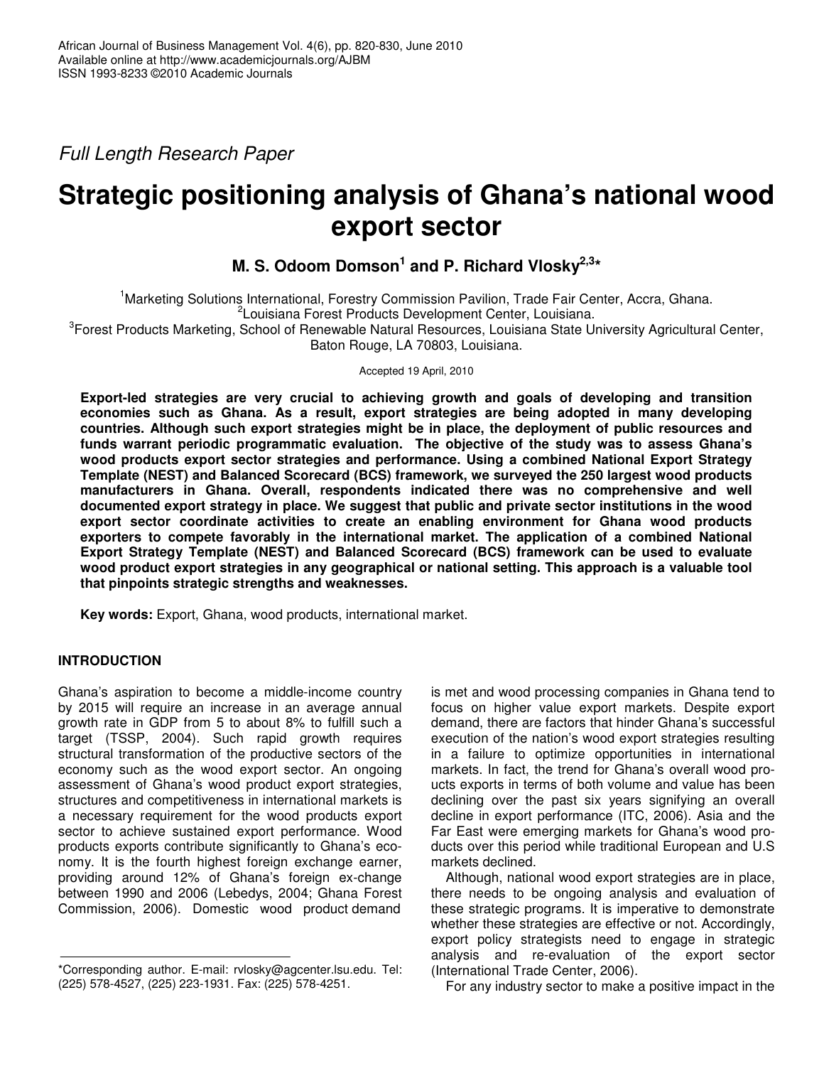*Full Length Research Paper*

# Strategic positioning analysis of Ghana's national wood export sector

**M. S. Odoom Domson[1] and P. Richard Vlosky[2,3]***

[1]Marketing Solutions International, Forestry Commission Pavilion, Trade Fair Center, Accra, Ghana.
[2]Louisiana Forest Products Development Center, Louisiana.
[3]Forest Products Marketing, School of Renewable Natural Resources, Louisiana State University Agricultural Center, Baton Rouge, LA 70803, Louisiana.

Accepted 19 April, 2010

**Export-led strategies are very crucial to achieving growth and goals of developing and transition economies such as Ghana. As a result, export strategies are being adopted in many developing countries. Although such export strategies might be in place, the deployment of public resources and funds warrant periodic programmatic evaluation. The objective of the study was to assess Ghana's wood products export sector strategies and performance. Using a combined National Export Strategy Template (NEST) and Balanced Scorecard (BCS) framework, we surveyed the 250 largest wood products manufacturers in Ghana. Overall, respondents indicated there was no comprehensive and well documented export strategy in place. We suggest that public and private sector institutions in the wood export sector coordinate activities to create an enabling environment for Ghana wood products exporters to compete favorably in the international market. The application of a combined National Export Strategy Template (NEST) and Balanced Scorecard (BCS) framework can be used to evaluate wood product export strategies in any geographical or national setting. This approach is a valuable tool that pinpoints strategic strengths and weaknesses.**

**Key words:** Export, Ghana, wood products, international market.

## INTRODUCTION

Ghana's aspiration to become a middle-income country by 2015 will require an increase in an average annual growth rate in GDP from 5 to about 8% to fulfill such a target (TSSP, 2004). Such rapid growth requires structural transformation of the productive sectors of the economy such as the wood export sector. An ongoing assessment of Ghana's wood product export strategies, structures and competitiveness in international markets is a necessary requirement for the wood products export sector to achieve sustained export performance. Wood products exports contribute significantly to Ghana's economy. It is the fourth highest foreign exchange earner, providing around 12% of Ghana's foreign ex-change between 1990 and 2006 (Lebedys, 2004; Ghana Forest Commission, 2006). Domestic wood product demand is met and wood processing companies in Ghana tend to focus on higher value export markets. Despite export demand, there are factors that hinder Ghana's successful execution of the nation's wood export strategies resulting in a failure to optimize opportunities in international markets. In fact, the trend for Ghana's overall wood products exports in terms of both volume and value has been declining over the past six years signifying an overall decline in export performance (ITC, 2006). Asia and the Far East were emerging markets for Ghana's wood products over this period while traditional European and U.S markets declined.

Although, national wood export strategies are in place, there needs to be ongoing analysis and evaluation of these strategic programs. It is imperative to demonstrate whether these strategies are effective or not. Accordingly, export policy strategists need to engage in strategic analysis and re-evaluation of the export sector (International Trade Center, 2006).

For any industry sector to make a positive impact in the

*Corresponding author. E-mail: rvlosky@agcenter.lsu.edu. Tel: (225) 578-4527, (225) 223-1931. Fax: (225) 578-4251.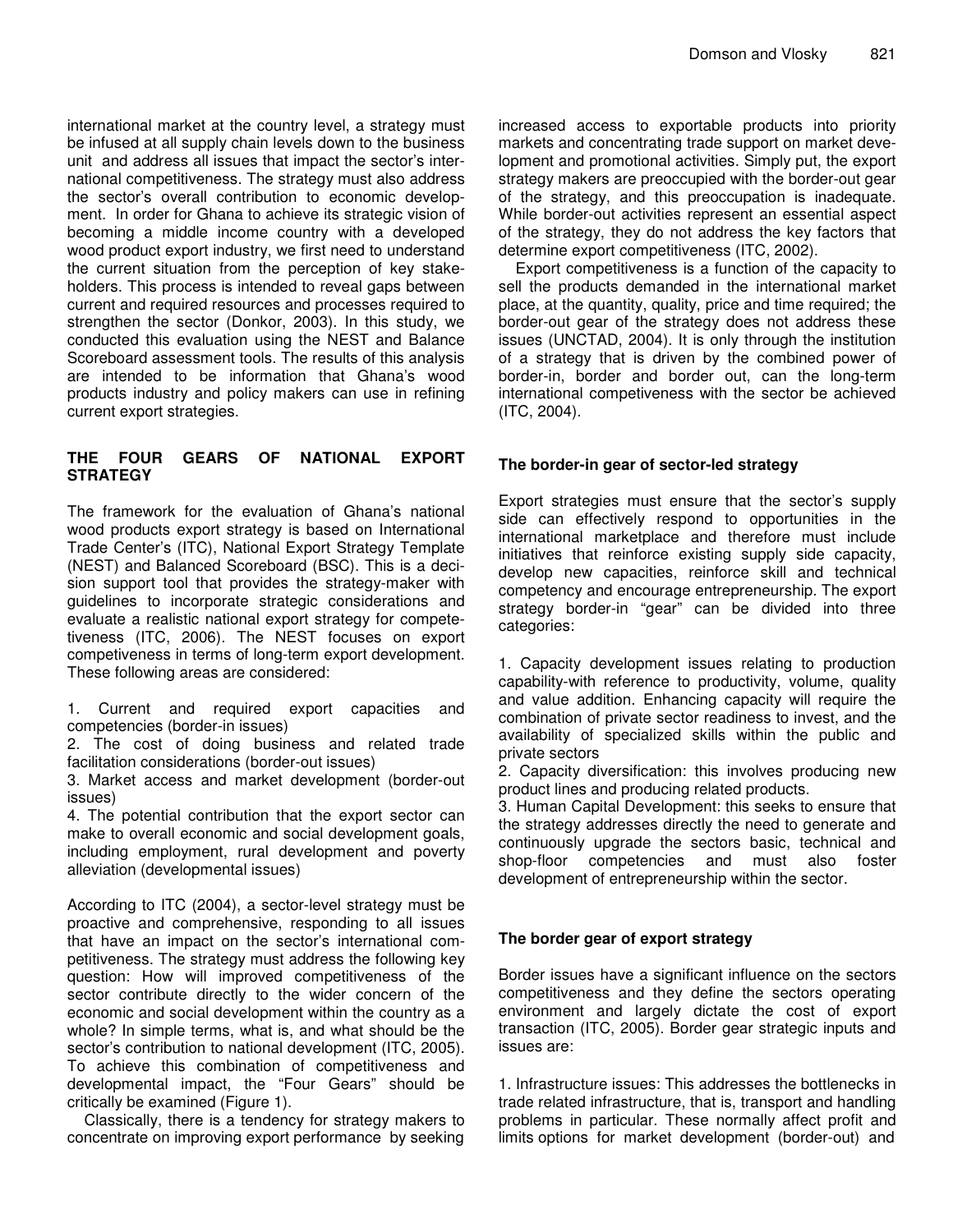international market at the country level, a strategy must be infused at all supply chain levels down to the business unit and address all issues that impact the sector's international competitiveness. The strategy must also address the sector's overall contribution to economic development. In order for Ghana to achieve its strategic vision of becoming a middle income country with a developed wood product export industry, we first need to understand the current situation from the perception of key stakeholders. This process is intended to reveal gaps between current and required resources and processes required to strengthen the sector (Donkor, 2003). In this study, we conducted this evaluation using the NEST and Balance Scoreboard assessment tools. The results of this analysis are intended to be information that Ghana's wood products industry and policy makers can use in refining current export strategies.

## THE FOUR GEARS OF NATIONAL EXPORT STRATEGY

The framework for the evaluation of Ghana's national wood products export strategy is based on International Trade Center's (ITC), National Export Strategy Template (NEST) and Balanced Scoreboard (BSC). This is a decision support tool that provides the strategy-maker with guidelines to incorporate strategic considerations and evaluate a realistic national export strategy for competetiveness (ITC, 2006). The NEST focuses on export competiveness in terms of long-term export development. These following areas are considered:

1. Current and required export capacities and competencies (border-in issues)
2. The cost of doing business and related trade facilitation considerations (border-out issues)
3. Market access and market development (border-out issues)
4. The potential contribution that the export sector can make to overall economic and social development goals, including employment, rural development and poverty alleviation (developmental issues)

According to ITC (2004), a sector-level strategy must be proactive and comprehensive, responding to all issues that have an impact on the sector's international competitiveness. The strategy must address the following key question: How will improved competitiveness of the sector contribute directly to the wider concern of the economic and social development within the country as a whole? In simple terms, what is, and what should be the sector's contribution to national development (ITC, 2005). To achieve this combination of competitiveness and developmental impact, the "Four Gears" should be critically be examined (Figure 1).

Classically, there is a tendency for strategy makers to concentrate on improving export performance by seeking increased access to exportable products into priority markets and concentrating trade support on market development and promotional activities. Simply put, the export strategy makers are preoccupied with the border-out gear of the strategy, and this preoccupation is inadequate. While border-out activities represent an essential aspect of the strategy, they do not address the key factors that determine export competitiveness (ITC, 2002).

Export competitiveness is a function of the capacity to sell the products demanded in the international market place, at the quantity, quality, price and time required; the border-out gear of the strategy does not address these issues (UNCTAD, 2004). It is only through the institution of a strategy that is driven by the combined power of border-in, border and border out, can the long-term international competiveness with the sector be achieved (ITC, 2004).

### The border-in gear of sector-led strategy

Export strategies must ensure that the sector's supply side can effectively respond to opportunities in the international marketplace and therefore must include initiatives that reinforce existing supply side capacity, develop new capacities, reinforce skill and technical competency and encourage entrepreneurship. The export strategy border-in "gear" can be divided into three categories:

1. Capacity development issues relating to production capability-with reference to productivity, volume, quality and value addition. Enhancing capacity will require the combination of private sector readiness to invest, and the availability of specialized skills within the public and private sectors
2. Capacity diversification: this involves producing new product lines and producing related products.
3. Human Capital Development: this seeks to ensure that the strategy addresses directly the need to generate and continuously upgrade the sectors basic, technical and shop-floor competencies and must also foster development of entrepreneurship within the sector.

### The border gear of export strategy

Border issues have a significant influence on the sectors competitiveness and they define the sectors operating environment and largely dictate the cost of export transaction (ITC, 2005). Border gear strategic inputs and issues are:

1. Infrastructure issues: This addresses the bottlenecks in trade related infrastructure, that is, transport and handling problems in particular. These normally affect profit and limits options for market development (border-out) and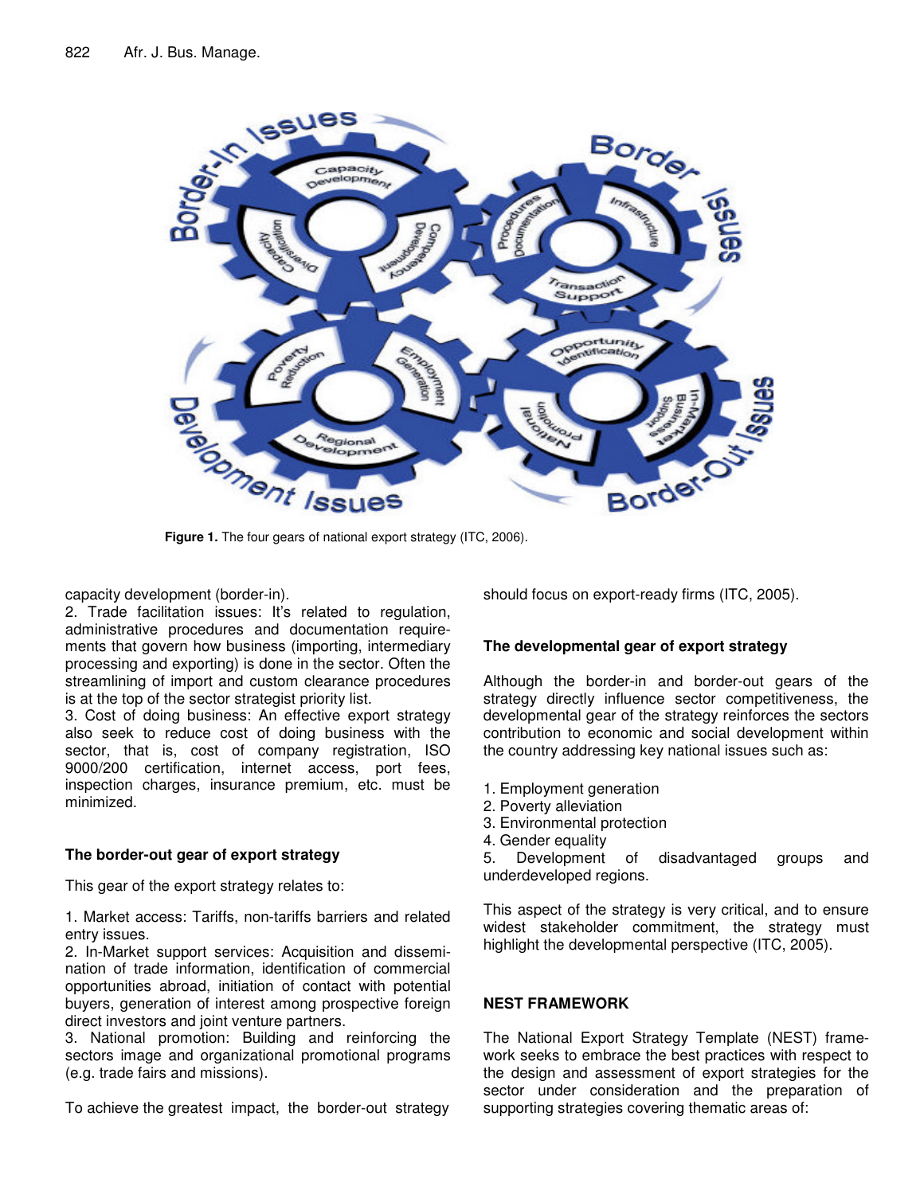**Figure 1.** The four gears of national export strategy (ITC, 2006).

capacity development (border-in).

2. Trade facilitation issues: It's related to regulation, administrative procedures and documentation requirements that govern how business (importing, intermediary processing and exporting) is done in the sector. Often the streamlining of import and custom clearance procedures is at the top of the sector strategist priority list.

3. Cost of doing business: An effective export strategy also seek to reduce cost of doing business with the sector, that is, cost of company registration, ISO 9000/200 certification, internet access, port fees, inspection charges, insurance premium, etc. must be minimized.

### The border-out gear of export strategy

This gear of the export strategy relates to:

1. Market access: Tariffs, non-tariffs barriers and related entry issues.
2. In-Market support services: Acquisition and dissemination of trade information, identification of commercial opportunities abroad, initiation of contact with potential buyers, generation of interest among prospective foreign direct investors and joint venture partners.
3. National promotion: Building and reinforcing the sectors image and organizational promotional programs (e.g. trade fairs and missions).

To achieve the greatest impact, the border-out strategy should focus on export-ready firms (ITC, 2005).

### The developmental gear of export strategy

Although the border-in and border-out gears of the strategy directly influence sector competitiveness, the developmental gear of the strategy reinforces the sectors contribution to economic and social development within the country addressing key national issues such as:

1. Employment generation
2. Poverty alleviation
3. Environmental protection
4. Gender equality
5. Development of disadvantaged groups and underdeveloped regions.

This aspect of the strategy is very critical, and to ensure widest stakeholder commitment, the strategy must highlight the developmental perspective (ITC, 2005).

## NEST FRAMEWORK

The National Export Strategy Template (NEST) framework seeks to embrace the best practices with respect to the design and assessment of export strategies for the sector under consideration and the preparation of supporting strategies covering thematic areas of: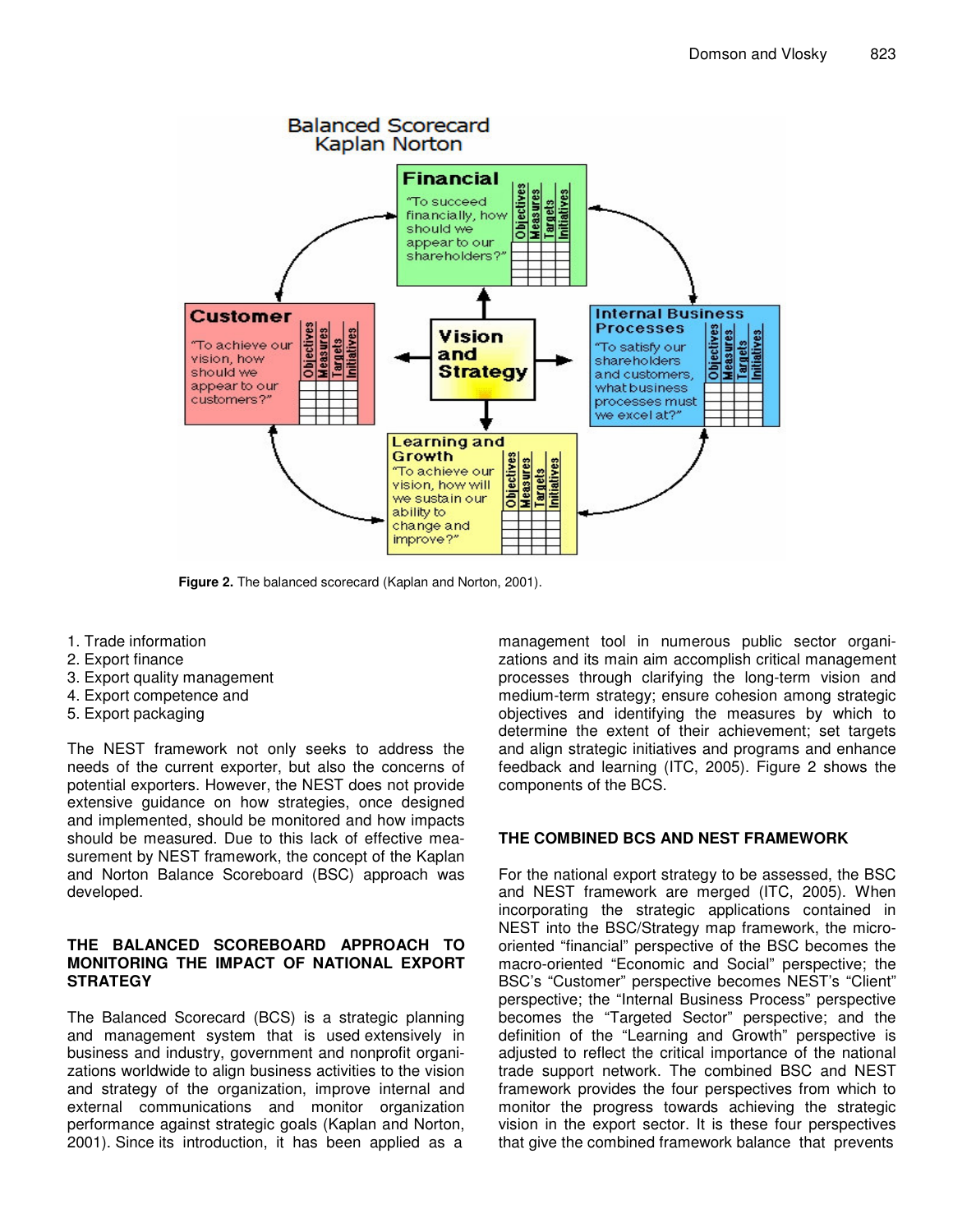Figure 2. The balanced scorecard (Kaplan and Norton, 2001).

1. Trade information
2. Export finance
3. Export quality management
4. Export competence and
5. Export packaging

The NEST framework not only seeks to address the needs of the current exporter, but also the concerns of potential exporters. However, the NEST does not provide extensive guidance on how strategies, once designed and implemented, should be monitored and how impacts should be measured. Due to this lack of effective measurement by NEST framework, the concept of the Kaplan and Norton Balance Scoreboard (BSC) approach was developed.

## THE BALANCED SCOREBOARD APPROACH TO MONITORING THE IMPACT OF NATIONAL EXPORT STRATEGY

The Balanced Scorecard (BCS) is a strategic planning and management system that is used extensively in business and industry, government and nonprofit organizations worldwide to align business activities to the vision and strategy of the organization, improve internal and external communications and monitor organization performance against strategic goals (Kaplan and Norton, 2001). Since its introduction, it has been applied as a management tool in numerous public sector organizations and its main aim accomplish critical management processes through clarifying the long-term vision and medium-term strategy; ensure cohesion among strategic objectives and identifying the measures by which to determine the extent of their achievement; set targets and align strategic initiatives and programs and enhance feedback and learning (ITC, 2005). Figure 2 shows the components of the BCS.

## THE COMBINED BCS AND NEST FRAMEWORK

For the national export strategy to be assessed, the BSC and NEST framework are merged (ITC, 2005). When incorporating the strategic applications contained in NEST into the BSC/Strategy map framework, the micro-oriented "financial" perspective of the BSC becomes the macro-oriented "Economic and Social" perspective; the BSC's "Customer" perspective becomes NEST's "Client" perspective; the "Internal Business Process" perspective becomes the "Targeted Sector" perspective; and the definition of the "Learning and Growth" perspective is adjusted to reflect the critical importance of the national trade support network. The combined BSC and NEST framework provides the four perspectives from which to monitor the progress towards achieving the strategic vision in the export sector. It is these four perspectives that give the combined framework balance that prevents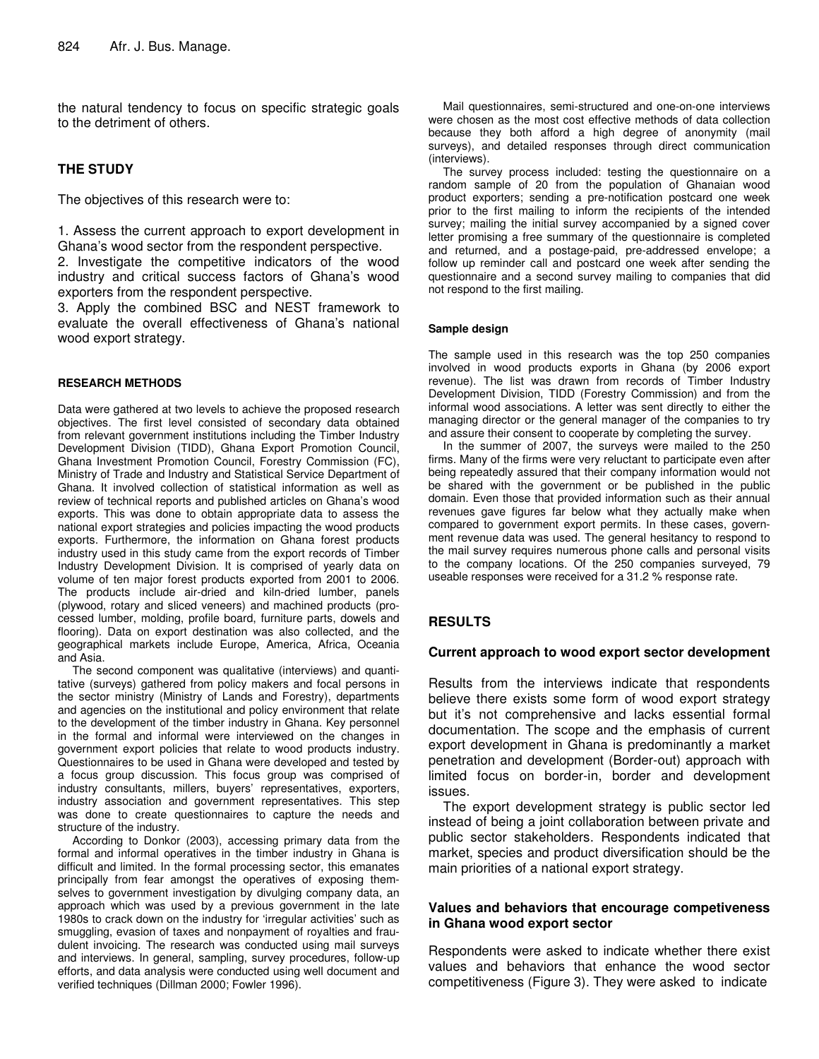the natural tendency to focus on specific strategic goals to the detriment of others.

## THE STUDY

The objectives of this research were to:

1. Assess the current approach to export development in Ghana's wood sector from the respondent perspective.
2. Investigate the competitive indicators of the wood industry and critical success factors of Ghana's wood exporters from the respondent perspective.
3. Apply the combined BSC and NEST framework to evaluate the overall effectiveness of Ghana's national wood export strategy.

### RESEARCH METHODS

Data were gathered at two levels to achieve the proposed research objectives. The first level consisted of secondary data obtained from relevant government institutions including the Timber Industry Development Division (TIDD), Ghana Export Promotion Council, Ghana Investment Promotion Council, Forestry Commission (FC), Ministry of Trade and Industry and Statistical Service Department of Ghana. It involved collection of statistical information as well as review of technical reports and published articles on Ghana's wood exports. This was done to obtain appropriate data to assess the national export strategies and policies impacting the wood products exports. Furthermore, the information on Ghana forest products industry used in this study came from the export records of Timber Industry Development Division. It is comprised of yearly data on volume of ten major forest products exported from 2001 to 2006. The products include air-dried and kiln-dried lumber, panels (plywood, rotary and sliced veneers) and machined products (processed lumber, molding, profile board, furniture parts, dowels and flooring). Data on export destination was also collected, and the geographical markets include Europe, America, Africa, Oceania and Asia.

The second component was qualitative (interviews) and quantitative (surveys) gathered from policy makers and focal persons in the sector ministry (Ministry of Lands and Forestry), departments and agencies on the institutional and policy environment that relate to the development of the timber industry in Ghana. Key personnel in the formal and informal were interviewed on the changes in government export policies that relate to wood products industry. Questionnaires to be used in Ghana were developed and tested by a focus group discussion. This focus group was comprised of industry consultants, millers, buyers' representatives, exporters, industry association and government representatives. This step was done to create questionnaires to capture the needs and structure of the industry.

According to Donkor (2003), accessing primary data from the formal and informal operatives in the timber industry in Ghana is difficult and limited. In the formal processing sector, this emanates principally from fear amongst the operatives of exposing themselves to government investigation by divulging company data, an approach which was used by a previous government in the late 1980s to crack down on the industry for 'irregular activities' such as smuggling, evasion of taxes and nonpayment of royalties and fraudulent invoicing. The research was conducted using mail surveys and interviews. In general, sampling, survey procedures, follow-up efforts, and data analysis were conducted using well document and verified techniques (Dillman 2000; Fowler 1996).

Mail questionnaires, semi-structured and one-on-one interviews were chosen as the most cost effective methods of data collection because they both afford a high degree of anonymity (mail surveys), and detailed responses through direct communication (interviews).

The survey process included: testing the questionnaire on a random sample of 20 from the population of Ghanaian wood product exporters; sending a pre-notification postcard one week prior to the first mailing to inform the recipients of the intended survey; mailing the initial survey accompanied by a signed cover letter promising a free summary of the questionnaire is completed and returned, and a postage-paid, pre-addressed envelope; a follow up reminder call and postcard one week after sending the questionnaire and a second survey mailing to companies that did not respond to the first mailing.

#### Sample design

The sample used in this research was the top 250 companies involved in wood products exports in Ghana (by 2006 export revenue). The list was drawn from records of Timber Industry Development Division, TIDD (Forestry Commission) and from the informal wood associations. A letter was sent directly to either the managing director or the general manager of the companies to try and assure their consent to cooperate by completing the survey.

In the summer of 2007, the surveys were mailed to the 250 firms. Many of the firms were very reluctant to participate even after being repeatedly assured that their company information would not be shared with the government or be published in the public domain. Even those that provided information such as their annual revenues gave figures far below what they actually make when compared to government export permits. In these cases, government revenue data was used. The general hesitancy to respond to the mail survey requires numerous phone calls and personal visits to the company locations. Of the 250 companies surveyed, 79 useable responses were received for a 31.2 % response rate.

## RESULTS

### Current approach to wood export sector development

Results from the interviews indicate that respondents believe there exists some form of wood export strategy but it's not comprehensive and lacks essential formal documentation. The scope and the emphasis of current export development in Ghana is predominantly a market penetration and development (Border-out) approach with limited focus on border-in, border and development issues.

The export development strategy is public sector led instead of being a joint collaboration between private and public sector stakeholders. Respondents indicated that market, species and product diversification should be the main priorities of a national export strategy.

### Values and behaviors that encourage competiveness in Ghana wood export sector

Respondents were asked to indicate whether there exist values and behaviors that enhance the wood sector competitiveness (Figure 3). They were asked to indicate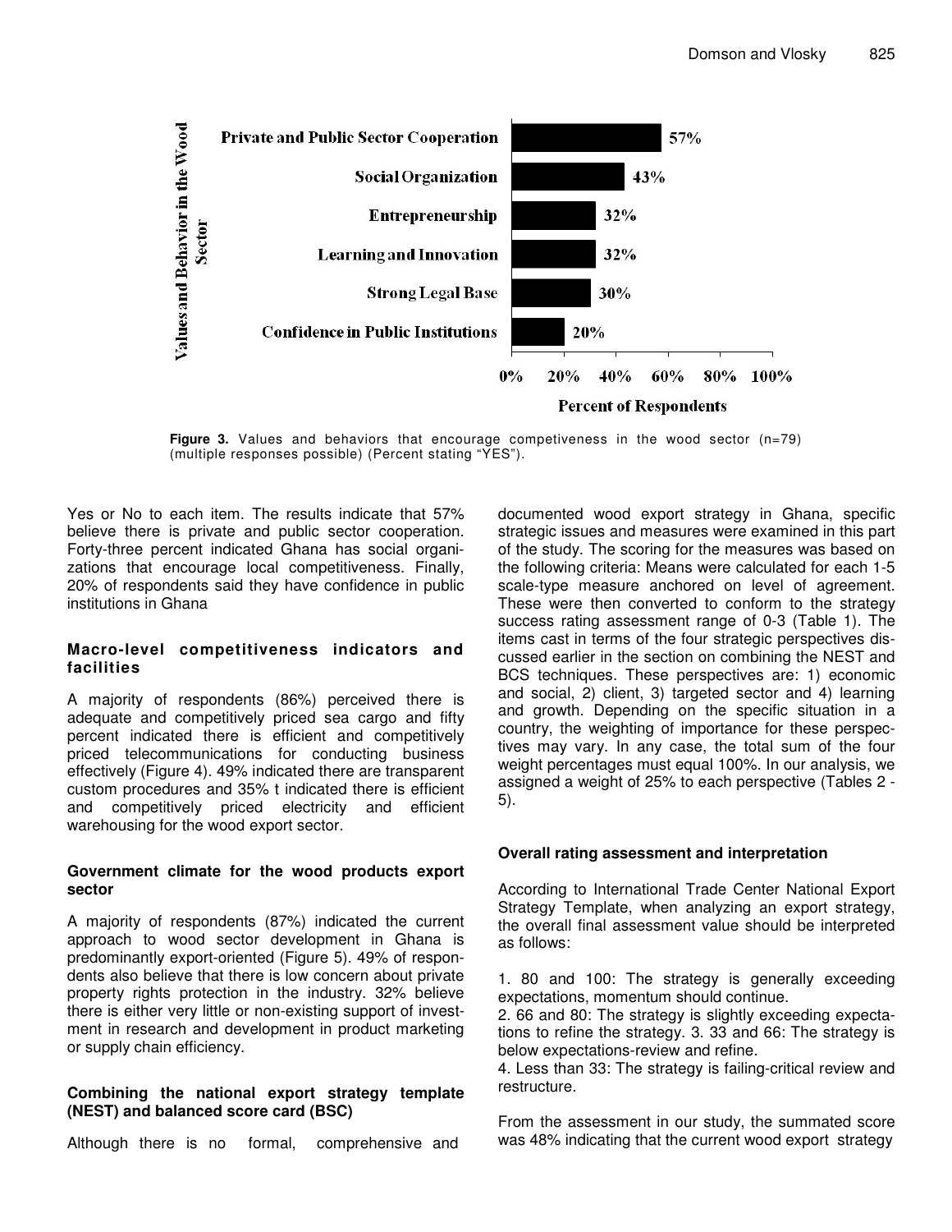**Figure 3.** Values and behaviors that encourage competiveness in the wood sector (n=79) (multiple responses possible) (Percent stating "YES").

Yes or No to each item. The results indicate that 57% believe there is private and public sector cooperation. Forty-three percent indicated Ghana has social organizations that encourage local competitiveness. Finally, 20% of respondents said they have confidence in public institutions in Ghana

### Macro-level competitiveness indicators and facilities

A majority of respondents (86%) perceived there is adequate and competitively priced sea cargo and fifty percent indicated there is efficient and competitively priced telecommunications for conducting business effectively (Figure 4). 49% indicated there are transparent custom procedures and 35% t indicated there is efficient and competitively priced electricity and efficient warehousing for the wood export sector.

### Government climate for the wood products export sector

A majority of respondents (87%) indicated the current approach to wood sector development in Ghana is predominantly export-oriented (Figure 5). 49% of respondents also believe that there is low concern about private property rights protection in the industry. 32% believe there is either very little or non-existing support of investment in research and development in product marketing or supply chain efficiency.

### Combining the national export strategy template (NEST) and balanced score card (BSC)

Although there is no formal, comprehensive and documented wood export strategy in Ghana, specific strategic issues and measures were examined in this part of the study. The scoring for the measures was based on the following criteria: Means were calculated for each 1-5 scale-type measure anchored on level of agreement. These were then converted to conform to the strategy success rating assessment range of 0-3 (Table 1). The items cast in terms of the four strategic perspectives discussed earlier in the section on combining the NEST and BCS techniques. These perspectives are: 1) economic and social, 2) client, 3) targeted sector and 4) learning and growth. Depending on the specific situation in a country, the weighting of importance for these perspectives may vary. In any case, the total sum of the four weight percentages must equal 100%. In our analysis, we assigned a weight of 25% to each perspective (Tables 2 - 5).

### Overall rating assessment and interpretation

According to International Trade Center National Export Strategy Template, when analyzing an export strategy, the overall final assessment value should be interpreted as follows:

1. 80 and 100: The strategy is generally exceeding expectations, momentum should continue.
2. 66 and 80: The strategy is slightly exceeding expectations to refine the strategy. 3. 33 and 66: The strategy is below expectations-review and refine.
4. Less than 33: The strategy is failing-critical review and restructure.

From the assessment in our study, the summated score was 48% indicating that the current wood export strategy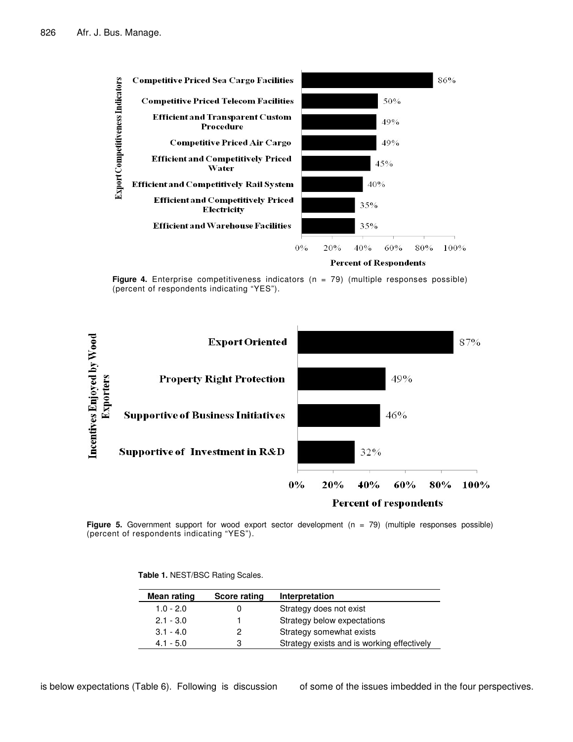Competitive Priced Sea Cargo Facilities 86%
Competitive Priced Telecom Facilities 50%
Efficient and Transparent Custom Procedure 49%
Competitive Priced Air Cargo 49%
Efficient and Competitively Priced Water 45%
Efficient and Competitively Rail System 40%
Efficient and Competitively Priced Electricity 35%
Efficient and Warehouse Facilities 35%

**Figure 4.** Enterprise competitiveness indicators (n = 79) (multiple responses possible) (percent of respondents indicating "YES").

Export Oriented 87%
Property Right Protection 49%
Supportive of Business Initiatives 46%
Supportive of Investment in R&D 32%

**Figure 5.** Government support for wood export sector development (n = 79) (multiple responses possible) (percent of respondents indicating "YES").

**Table 1.** NEST/BSC Rating Scales.

| Mean rating | Score rating | Interpretation |
|---|---|---|
| 1.0 - 2.0 | 0 | Strategy does not exist |
| 2.1 - 3.0 | 1 | Strategy below expectations |
| 3.1 - 4.0 | 2 | Strategy somewhat exists |
| 4.1 - 5.0 | 3 | Strategy exists and is working effectively |

is below expectations (Table 6). Following is discussion of some of the issues imbedded in the four perspectives.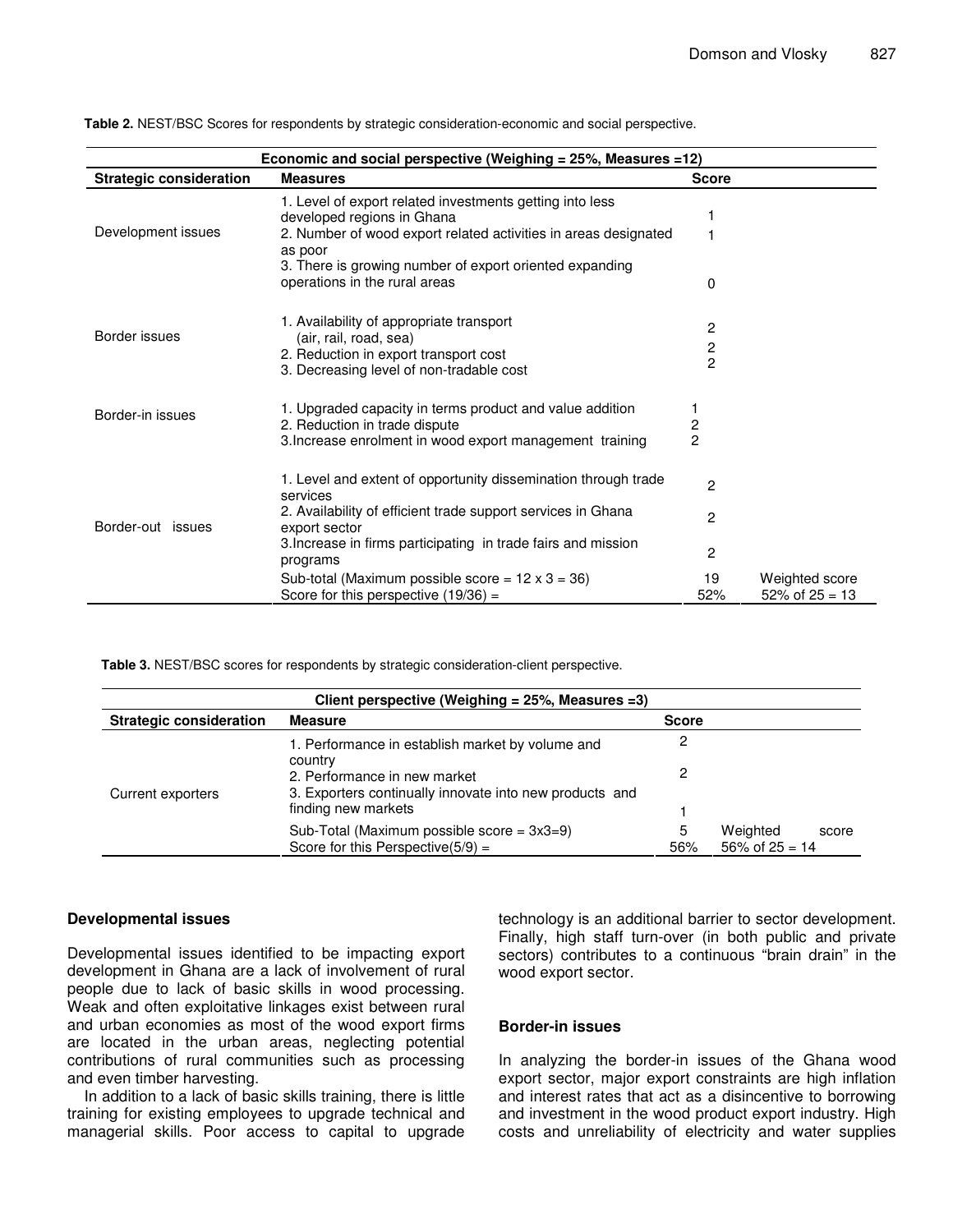**Table 2.** NEST/BSC Scores for respondents by strategic consideration-economic and social perspective.

| Economic and social perspective (Weighing = 25%, Measures =12) | | | |
|---|---|---|---|
| **Strategic consideration** | **Measures** | **Score** | |
| Development issues | 1. Level of export related investments getting into less developed regions in Ghana | 1 | |
| | 2. Number of wood export related activities in areas designated as poor | 1 | |
| | 3. There is growing number of export oriented expanding operations in the rural areas | 0 | |
| Border issues | 1. Availability of appropriate transport (air, rail, road, sea) | 2 | |
| | 2. Reduction in export transport cost | 2 | |
| | 3. Decreasing level of non-tradable cost | 2 | |
| Border-in issues | 1. Upgraded capacity in terms product and value addition | 1 | |
| | 2. Reduction in trade dispute | 2 | |
| | 3.Increase enrolment in wood export management training | 2 | |
| Border-out issues | 1. Level and extent of opportunity dissemination through trade services | 2 | |
| | 2. Availability of efficient trade support services in Ghana export sector | 2 | |
| | 3.Increase in firms participating in trade fairs and mission programs | 2 | |
| | Sub-total (Maximum possible score = 12 x 3 = 36) | 19 | Weighted score |
| | Score for this perspective (19/36) = | 52% | 52% of 25 = 13 |

**Table 3.** NEST/BSC scores for respondents by strategic consideration-client perspective.

| Client perspective (Weighing = 25%, Measures =3) | | | |
|---|---|---|---|
| **Strategic consideration** | **Measure** | **Score** | |
| Current exporters | 1. Performance in establish market by volume and country | 2 | |
| | 2. Performance in new market | 2 | |
| | 3. Exporters continually innovate into new products and finding new markets | 1 | |
| | Sub-Total (Maximum possible score = 3x3=9) | 5 | Weighted score |
| | Score for this Perspective(5/9) = | 56% | 56% of 25 = 14 |

### Developmental issues

Developmental issues identified to be impacting export development in Ghana are a lack of involvement of rural people due to lack of basic skills in wood processing. Weak and often exploitative linkages exist between rural and urban economies as most of the wood export firms are located in the urban areas, neglecting potential contributions of rural communities such as processing and even timber harvesting.

In addition to a lack of basic skills training, there is little training for existing employees to upgrade technical and managerial skills. Poor access to capital to upgrade technology is an additional barrier to sector development. Finally, high staff turn-over (in both public and private sectors) contributes to a continuous "brain drain" in the wood export sector.

### Border-in issues

In analyzing the border-in issues of the Ghana wood export sector, major export constraints are high inflation and interest rates that act as a disincentive to borrowing and investment in the wood product export industry. High costs and unreliability of electricity and water supplies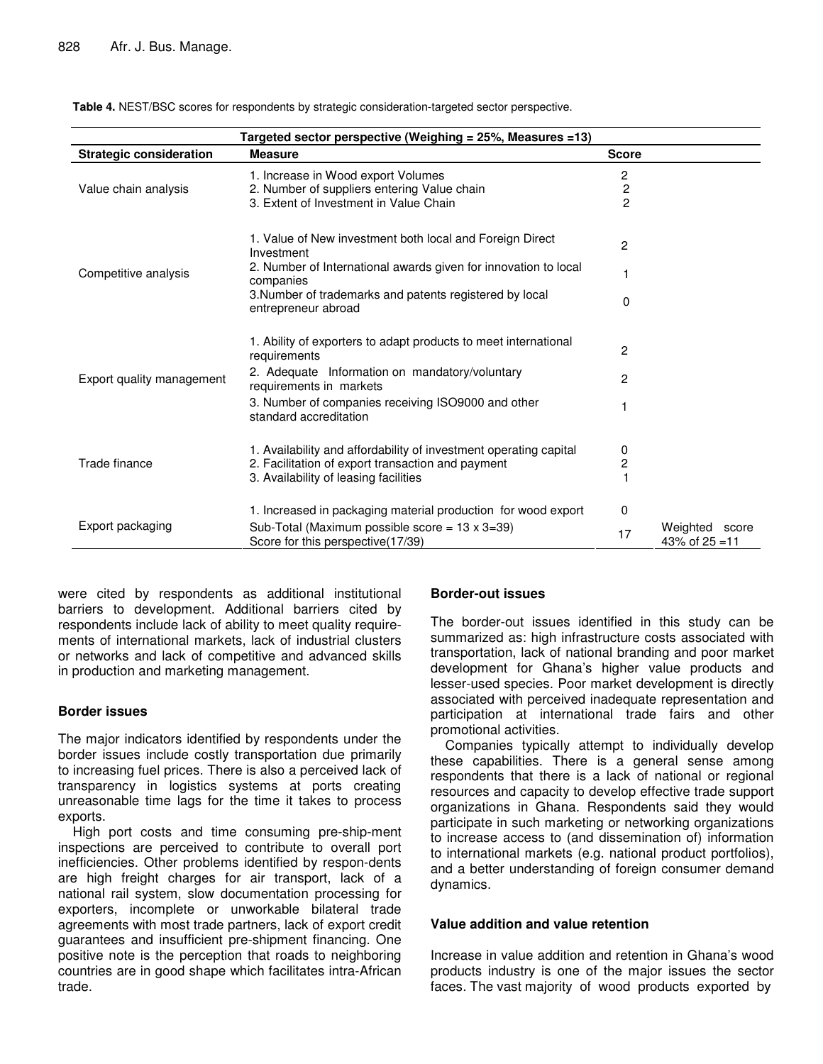**Table 4.** NEST/BSC scores for respondents by strategic consideration-targeted sector perspective.

| Targeted sector perspective (Weighing = 25%, Measures =13) | | | |
|---|---|---|---|
| **Strategic consideration** | **Measure** | **Score** | |
| Value chain analysis | 1. Increase in Wood export Volumes | 2 | |
| | 2. Number of suppliers entering Value chain | 2 | |
| | 3. Extent of Investment in Value Chain | 2 | |
| Competitive analysis | 1. Value of New investment both local and Foreign Direct Investment | 2 | |
| | 2. Number of International awards given for innovation to local companies | 1 | |
| | 3.Number of trademarks and patents registered by local entrepreneur abroad | 0 | |
| Export quality management | 1. Ability of exporters to adapt products to meet international requirements | 2 | |
| | 2. Adequate Information on mandatory/voluntary requirements in markets | 2 | |
| | 3. Number of companies receiving ISO9000 and other standard accreditation | 1 | |
| Trade finance | 1. Availability and affordability of investment operating capital | 0 | |
| | 2. Facilitation of export transaction and payment | 2 | |
| | 3. Availability of leasing facilities | 1 | |
| Export packaging | 1. Increased in packaging material production for wood export | 0 | |
| | Sub-Total (Maximum possible score = 13 x 3=39) Score for this perspective(17/39) | 17 | Weighted score 43% of 25 =11 |

were cited by respondents as additional institutional barriers to development. Additional barriers cited by respondents include lack of ability to meet quality requirements of international markets, lack of industrial clusters or networks and lack of competitive and advanced skills in production and marketing management.

### Border issues

The major indicators identified by respondents under the border issues include costly transportation due primarily to increasing fuel prices. There is also a perceived lack of transparency in logistics systems at ports creating unreasonable time lags for the time it takes to process exports.

High port costs and time consuming pre-ship-ment inspections are perceived to contribute to overall port inefficiencies. Other problems identified by respon-dents are high freight charges for air transport, lack of a national rail system, slow documentation processing for exporters, incomplete or unworkable bilateral trade agreements with most trade partners, lack of export credit guarantees and insufficient pre-shipment financing. One positive note is the perception that roads to neighboring countries are in good shape which facilitates intra-African trade.

### Border-out issues

The border-out issues identified in this study can be summarized as: high infrastructure costs associated with transportation, lack of national branding and poor market development for Ghana's higher value products and lesser-used species. Poor market development is directly associated with perceived inadequate representation and participation at international trade fairs and other promotional activities.

Companies typically attempt to individually develop these capabilities. There is a general sense among respondents that there is a lack of national or regional resources and capacity to develop effective trade support organizations in Ghana. Respondents said they would participate in such marketing or networking organizations to increase access to (and dissemination of) information to international markets (e.g. national product portfolios), and a better understanding of foreign consumer demand dynamics.

### Value addition and value retention

Increase in value addition and retention in Ghana's wood products industry is one of the major issues the sector faces. The vast majority of wood products exported by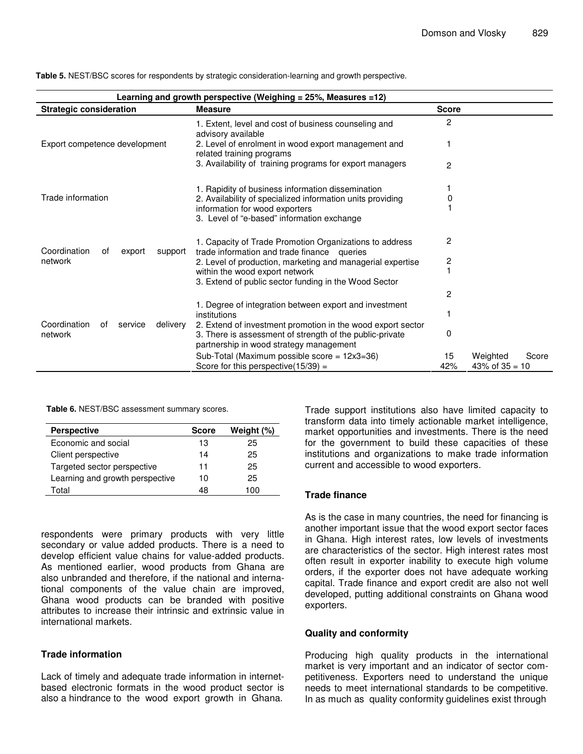**Table 5.** NEST/BSC scores for respondents by strategic consideration-learning and growth perspective.

| Learning and growth perspective (Weighing = 25%, Measures =12) | | | |
|---|---|---|---|
| **Strategic consideration** | **Measure** | **Score** | |
| Export competence development | 1. Extent, level and cost of business counseling and advisory available | 2 | |
| | 2. Level of enrolment in wood export management and related training programs | 1 | |
| | 3. Availability of training programs for export managers | 2 | |
| Trade information | 1. Rapidity of business information dissemination | 1 | |
| | 2. Availability of specialized information units providing information for wood exporters | 0 | |
| | 3. Level of "e-based" information exchange | 1 | |
| Coordination of export support network | 1. Capacity of Trade Promotion Organizations to address trade information and trade finance queries | 2 | |
| | 2. Level of production, marketing and managerial expertise within the wood export network | 2 | |
| | 3. Extend of public sector funding in the Wood Sector | 1 | |
| Coordination of service delivery network | 1. Degree of integration between export and investment institutions | 2 | |
| | 2. Extend of investment promotion in the wood export sector | 1 | |
| | 3. There is assessment of strength of the public-private partnership in wood strategy management | 0 | |
| | Sub-Total (Maximum possible score = 12x3=36) | 15 | Weighted Score |
| | Score for this perspective(15/39) = | 42% | 43% of 35 = 10 |

**Table 6.** NEST/BSC assessment summary scores.

| Perspective | Score | Weight (%) |
|---|---|---|
| Economic and social | 13 | 25 |
| Client perspective | 14 | 25 |
| Targeted sector perspective | 11 | 25 |
| Learning and growth perspective | 10 | 25 |
| Total | 48 | 100 |

respondents were primary products with very little secondary or value added products. There is a need to develop efficient value chains for value-added products. As mentioned earlier, wood products from Ghana are also unbranded and therefore, if the national and international components of the value chain are improved, Ghana wood products can be branded with positive attributes to increase their intrinsic and extrinsic value in international markets.

### Trade information

Lack of timely and adequate trade information in internet-based electronic formats in the wood product sector is also a hindrance to the wood export growth in Ghana. Trade support institutions also have limited capacity to transform data into timely actionable market intelligence, market opportunities and investments. There is the need for the government to build these capacities of these institutions and organizations to make trade information current and accessible to wood exporters.

### Trade finance

As is the case in many countries, the need for financing is another important issue that the wood export sector faces in Ghana. High interest rates, low levels of investments are characteristics of the sector. High interest rates most often result in exporter inability to execute high volume orders, if the exporter does not have adequate working capital. Trade finance and export credit are also not well developed, putting additional constraints on Ghana wood exporters.

### Quality and conformity

Producing high quality products in the international market is very important and an indicator of sector competitiveness. Exporters need to understand the unique needs to meet international standards to be competitive. In as much as quality conformity guidelines exist through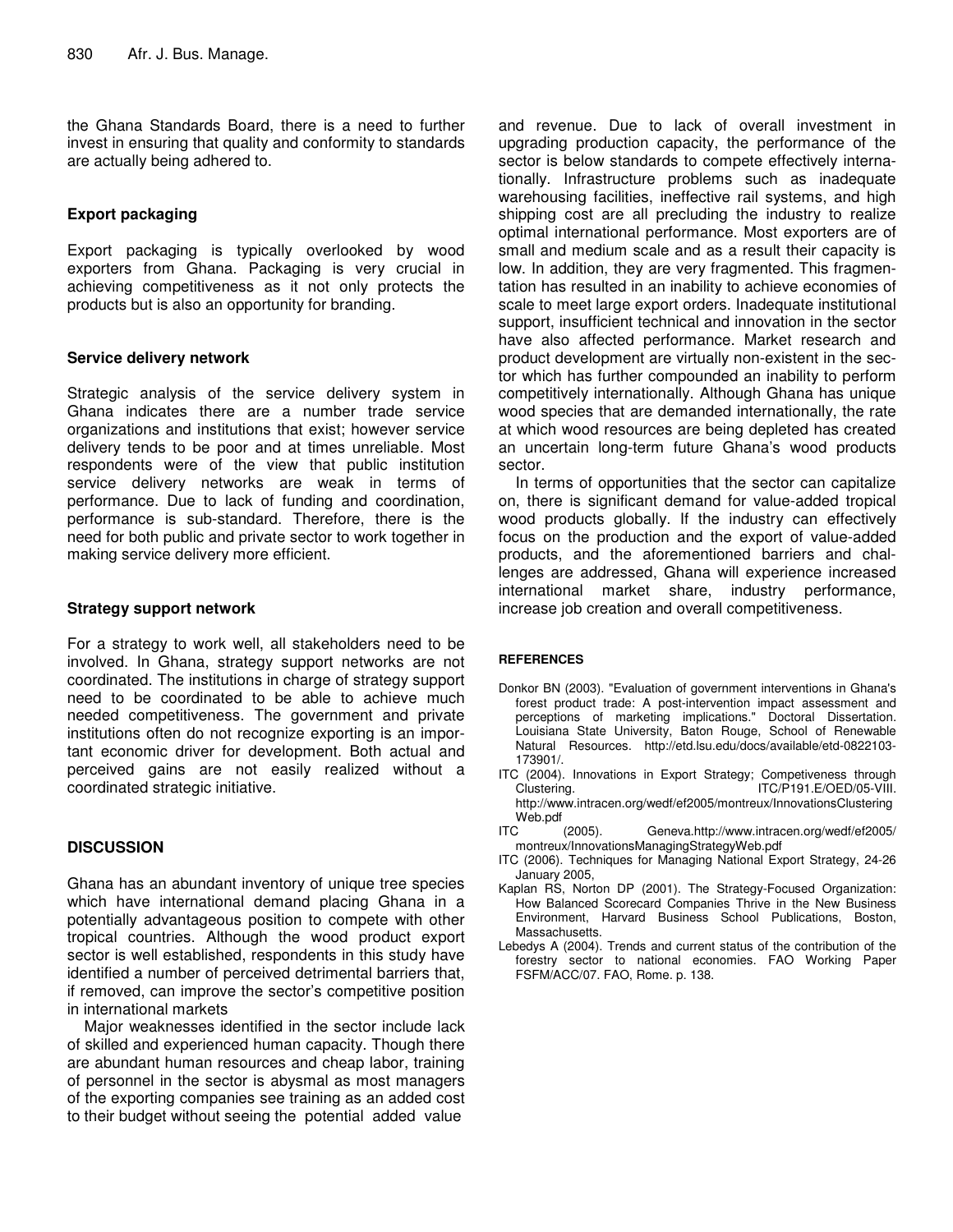the Ghana Standards Board, there is a need to further invest in ensuring that quality and conformity to standards are actually being adhered to.

### Export packaging

Export packaging is typically overlooked by wood exporters from Ghana. Packaging is very crucial in achieving competitiveness as it not only protects the products but is also an opportunity for branding.

### Service delivery network

Strategic analysis of the service delivery system in Ghana indicates there are a number trade service organizations and institutions that exist; however service delivery tends to be poor and at times unreliable. Most respondents were of the view that public institution service delivery networks are weak in terms of performance. Due to lack of funding and coordination, performance is sub-standard. Therefore, there is the need for both public and private sector to work together in making service delivery more efficient.

### Strategy support network

For a strategy to work well, all stakeholders need to be involved. In Ghana, strategy support networks are not coordinated. The institutions in charge of strategy support need to be coordinated to be able to achieve much needed competitiveness. The government and private institutions often do not recognize exporting is an important economic driver for development. Both actual and perceived gains are not easily realized without a coordinated strategic initiative.

## DISCUSSION

Ghana has an abundant inventory of unique tree species which have international demand placing Ghana in a potentially advantageous position to compete with other tropical countries. Although the wood product export sector is well established, respondents in this study have identified a number of perceived detrimental barriers that, if removed, can improve the sector's competitive position in international markets

Major weaknesses identified in the sector include lack of skilled and experienced human capacity. Though there are abundant human resources and cheap labor, training of personnel in the sector is abysmal as most managers of the exporting companies see training as an added cost to their budget without seeing the potential added value and revenue. Due to lack of overall investment in upgrading production capacity, the performance of the sector is below standards to compete effectively internationally. Infrastructure problems such as inadequate warehousing facilities, ineffective rail systems, and high shipping cost are all precluding the industry to realize optimal international performance. Most exporters are of small and medium scale and as a result their capacity is low. In addition, they are very fragmented. This fragmentation has resulted in an inability to achieve economies of scale to meet large export orders. Inadequate institutional support, insufficient technical and innovation in the sector have also affected performance. Market research and product development are virtually non-existent in the sector which has further compounded an inability to perform competitively internationally. Although Ghana has unique wood species that are demanded internationally, the rate at which wood resources are being depleted has created an uncertain long-term future Ghana's wood products sector.

In terms of opportunities that the sector can capitalize on, there is significant demand for value-added tropical wood products globally. If the industry can effectively focus on the production and the export of value-added products, and the aforementioned barriers and challenges are addressed, Ghana will experience increased international market share, industry performance, increase job creation and overall competitiveness.

## REFERENCES

Donkor BN (2003). "Evaluation of government interventions in Ghana's forest product trade: A post-intervention impact assessment and perceptions of marketing implications." Doctoral Dissertation. Louisiana State University, Baton Rouge, School of Renewable Natural Resources. http://etd.lsu.edu/docs/available/etd-0822103-173901/.

ITC (2004). Innovations in Export Strategy; Competiveness through Clustering. ITC/P191.E/OED/05-VIII. http://www.intracen.org/wedf/ef2005/montreux/InnovationsClusteringWeb.pdf

ITC (2005). Geneva.http://www.intracen.org/wedf/ef2005/montreux/InnovationsManagingStrategyWeb.pdf

ITC (2006). Techniques for Managing National Export Strategy, 24-26 January 2005,

Kaplan RS, Norton DP (2001). The Strategy-Focused Organization: How Balanced Scorecard Companies Thrive in the New Business Environment, Harvard Business School Publications, Boston, Massachusetts.

Lebedys A (2004). Trends and current status of the contribution of the forestry sector to national economies. FAO Working Paper FSFM/ACC/07. FAO, Rome. p. 138.